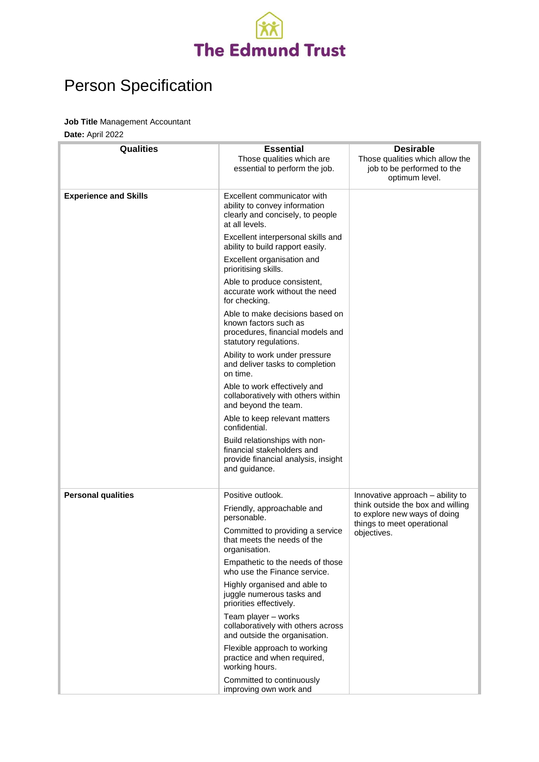# The Edmund Trust

## Person Specification

**Job Title** Management Accountant
**Date:** April 2022

| Qualities | Essential<br>Those qualities which are essential to perform the job. | Desirable<br>Those qualities which allow the job to be performed to the optimum level. |
|---|---|---|
| **Experience and Skills** | Excellent communicator with ability to convey information clearly and concisely, to people at all levels.<br>Excellent interpersonal skills and ability to build rapport easily.<br>Excellent organisation and prioritising skills.<br>Able to produce consistent, accurate work without the need for checking.<br>Able to make decisions based on known factors such as procedures, financial models and statutory regulations.<br>Ability to work under pressure and deliver tasks to completion on time.<br>Able to work effectively and collaboratively with others within and beyond the team.<br>Able to keep relevant matters confidential.<br>Build relationships with non-financial stakeholders and provide financial analysis, insight and guidance. | |
| **Personal qualities** | Positive outlook.<br>Friendly, approachable and personable.<br>Committed to providing a service that meets the needs of the organisation.<br>Empathetic to the needs of those who use the Finance service.<br>Highly organised and able to juggle numerous tasks and priorities effectively.<br>Team player – works collaboratively with others across and outside the organisation.<br>Flexible approach to working practice and when required, working hours.<br>Committed to continuously improving own work and | Innovative approach – ability to think outside the box and willing to explore new ways of doing things to meet operational objectives. |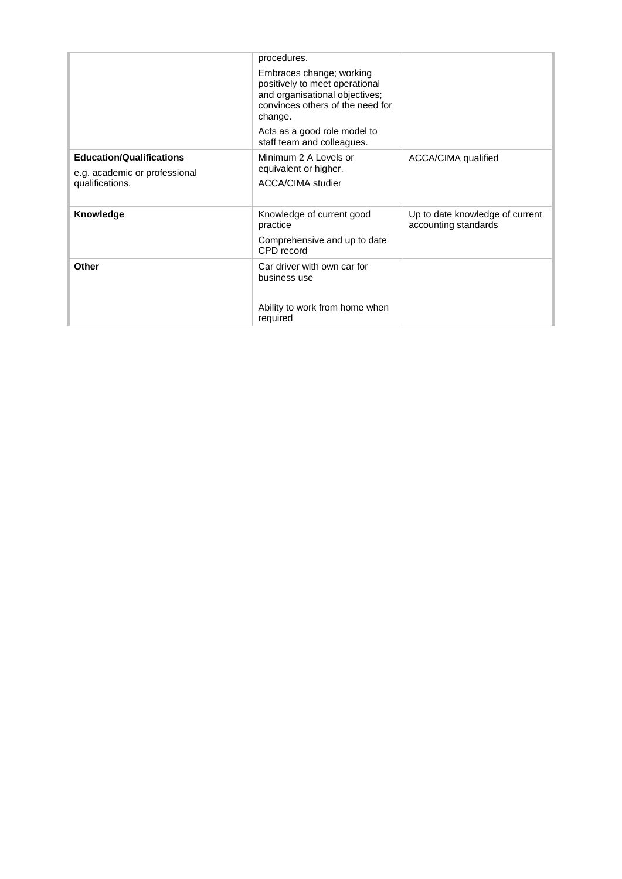| | | |
|---|---|---|
| | procedures.<br><br>Embraces change; working positively to meet operational and organisational objectives; convinces others of the need for change.<br><br>Acts as a good role model to staff team and colleagues. | |
| **Education/Qualifications**<br><br>e.g. academic or professional qualifications. | Minimum 2 A Levels or equivalent or higher.<br><br>ACCA/CIMA studier | ACCA/CIMA qualified |
| **Knowledge** | Knowledge of current good practice<br><br>Comprehensive and up to date CPD record | Up to date knowledge of current accounting standards |
| **Other** | Car driver with own car for business use<br><br>Ability to work from home when required | |